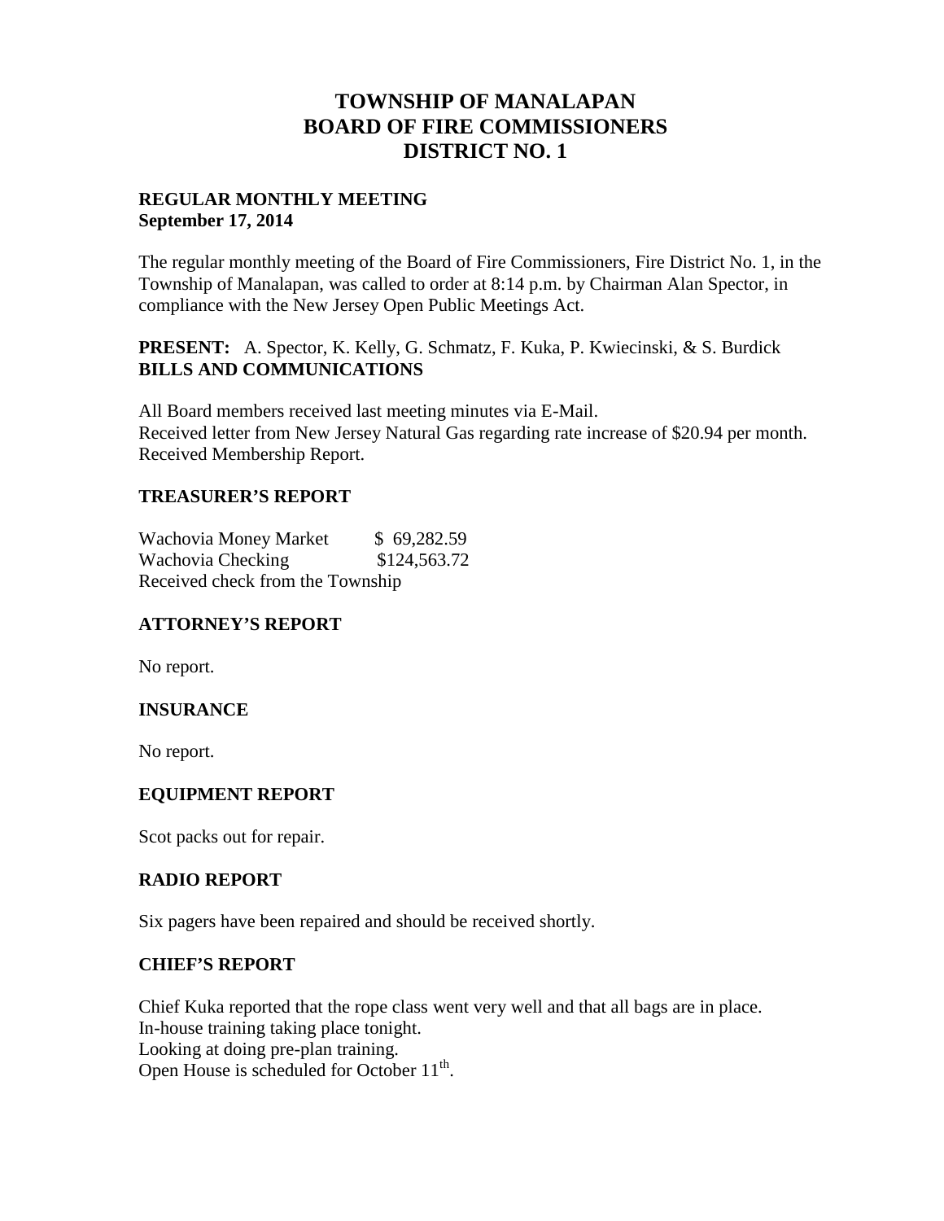# TOWNSHIP OF MANALAPAN
# BOARD OF FIRE COMMISSIONERS
# DISTRICT NO. 1

**REGULAR MONTHLY MEETING**
**September 17, 2014**

The regular monthly meeting of the Board of Fire Commissioners, Fire District No. 1, in the Township of Manalapan, was called to order at 8:14 p.m. by Chairman Alan Spector, in compliance with the New Jersey Open Public Meetings Act.

**PRESENT:** A. Spector, K. Kelly, G. Schmatz, F. Kuka, P. Kwiecinski, & S. Burdick

**BILLS AND COMMUNICATIONS**

All Board members received last meeting minutes via E-Mail.
Received letter from New Jersey Natural Gas regarding rate increase of $20.94 per month.
Received Membership Report.

**TREASURER'S REPORT**

| | |
|---|---|
| Wachovia Money Market | $ 69,282.59 |
| Wachovia Checking | $124,563.72 |

Received check from the Township

**ATTORNEY'S REPORT**

No report.

**INSURANCE**

No report.

**EQUIPMENT REPORT**

Scot packs out for repair.

**RADIO REPORT**

Six pagers have been repaired and should be received shortly.

**CHIEF'S REPORT**

Chief Kuka reported that the rope class went very well and that all bags are in place.
In-house training taking place tonight.
Looking at doing pre-plan training.
Open House is scheduled for October 11th.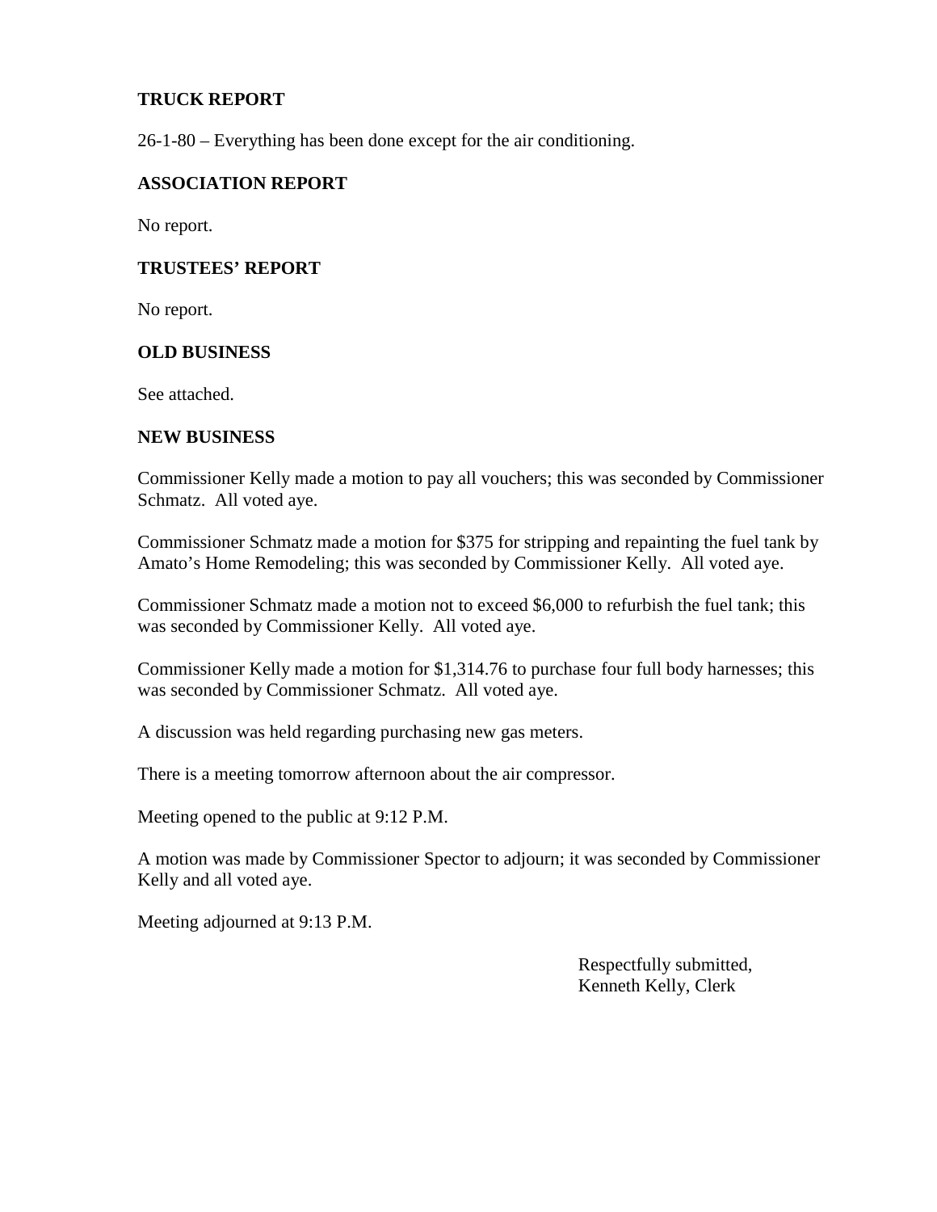## TRUCK REPORT

26-1-80 – Everything has been done except for the air conditioning.

## ASSOCIATION REPORT

No report.

## TRUSTEES' REPORT

No report.

## OLD BUSINESS

See attached.

## NEW BUSINESS

Commissioner Kelly made a motion to pay all vouchers; this was seconded by Commissioner Schmatz. All voted aye.

Commissioner Schmatz made a motion for $375 for stripping and repainting the fuel tank by Amato's Home Remodeling; this was seconded by Commissioner Kelly. All voted aye.

Commissioner Schmatz made a motion not to exceed $6,000 to refurbish the fuel tank; this was seconded by Commissioner Kelly. All voted aye.

Commissioner Kelly made a motion for $1,314.76 to purchase four full body harnesses; this was seconded by Commissioner Schmatz. All voted aye.

A discussion was held regarding purchasing new gas meters.

There is a meeting tomorrow afternoon about the air compressor.

Meeting opened to the public at 9:12 P.M.

A motion was made by Commissioner Spector to adjourn; it was seconded by Commissioner Kelly and all voted aye.

Meeting adjourned at 9:13 P.M.

Respectfully submitted,
Kenneth Kelly, Clerk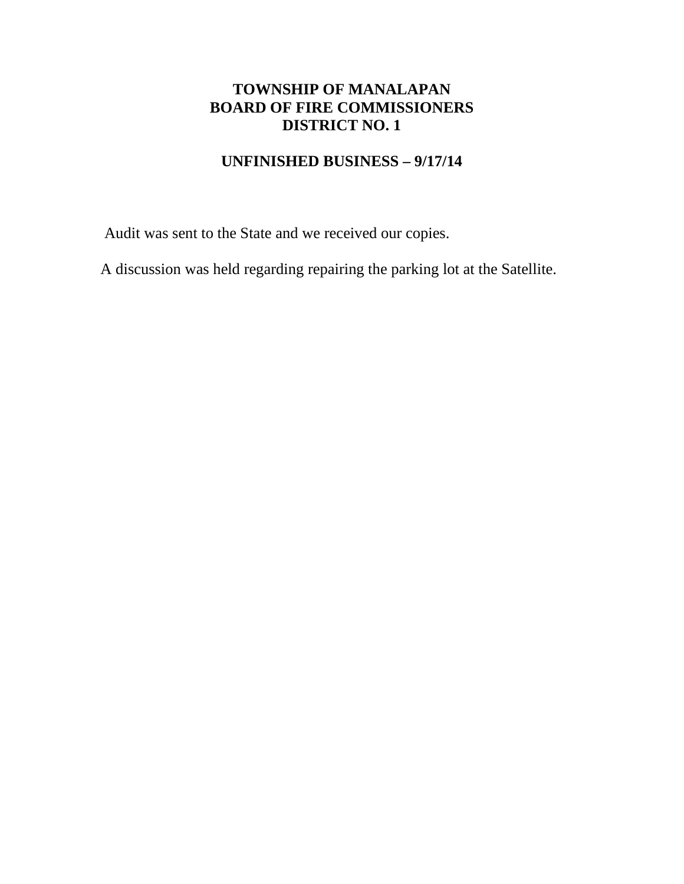**TOWNSHIP OF MANALAPAN**
**BOARD OF FIRE COMMISSIONERS**
**DISTRICT NO. 1**

**UNFINISHED BUSINESS – 9/17/14**

Audit was sent to the State and we received our copies.

A discussion was held regarding repairing the parking lot at the Satellite.